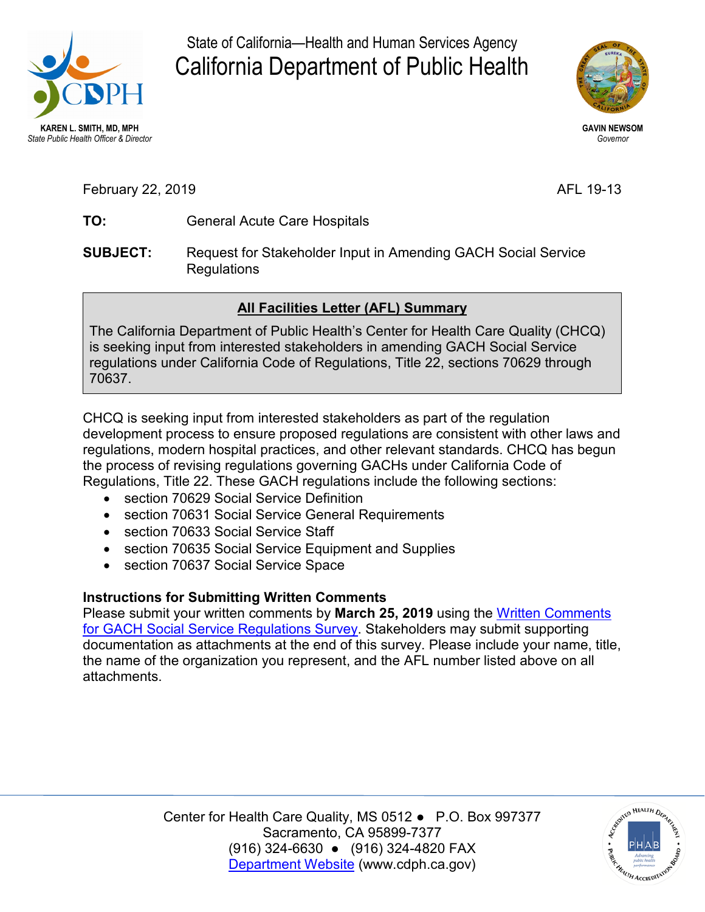State of California—Health and Human Services Agency

# California Department of Public Health

**KAREN L. SMITH, MD, MPH**
*State Public Health Officer & Director*

**GAVIN NEWSOM**
*Governor*

February 22, 2019 AFL 19-13

**TO:** General Acute Care Hospitals

**SUBJECT:** Request for Stakeholder Input in Amending GACH Social Service Regulations

**All Facilities Letter (AFL) Summary**

The California Department of Public Health's Center for Health Care Quality (CHCQ) is seeking input from interested stakeholders in amending GACH Social Service regulations under California Code of Regulations, Title 22, sections 70629 through 70637.

CHCQ is seeking input from interested stakeholders as part of the regulation development process to ensure proposed regulations are consistent with other laws and regulations, modern hospital practices, and other relevant standards. CHCQ has begun the process of revising regulations governing GACHs under California Code of Regulations, Title 22. These GACH regulations include the following sections:

- section 70629 Social Service Definition
- section 70631 Social Service General Requirements
- section 70633 Social Service Staff
- section 70635 Social Service Equipment and Supplies
- section 70637 Social Service Space

**Instructions for Submitting Written Comments**

Please submit your written comments by **March 25, 2019** using the Written Comments for GACH Social Service Regulations Survey. Stakeholders may submit supporting documentation as attachments at the end of this survey. Please include your name, title, the name of the organization you represent, and the AFL number listed above on all attachments.

Center for Health Care Quality, MS 0512 ● P.O. Box 997377
Sacramento, CA 95899-7377
(916) 324-6630 ● (916) 324-4820 FAX
Department Website (www.cdph.ca.gov)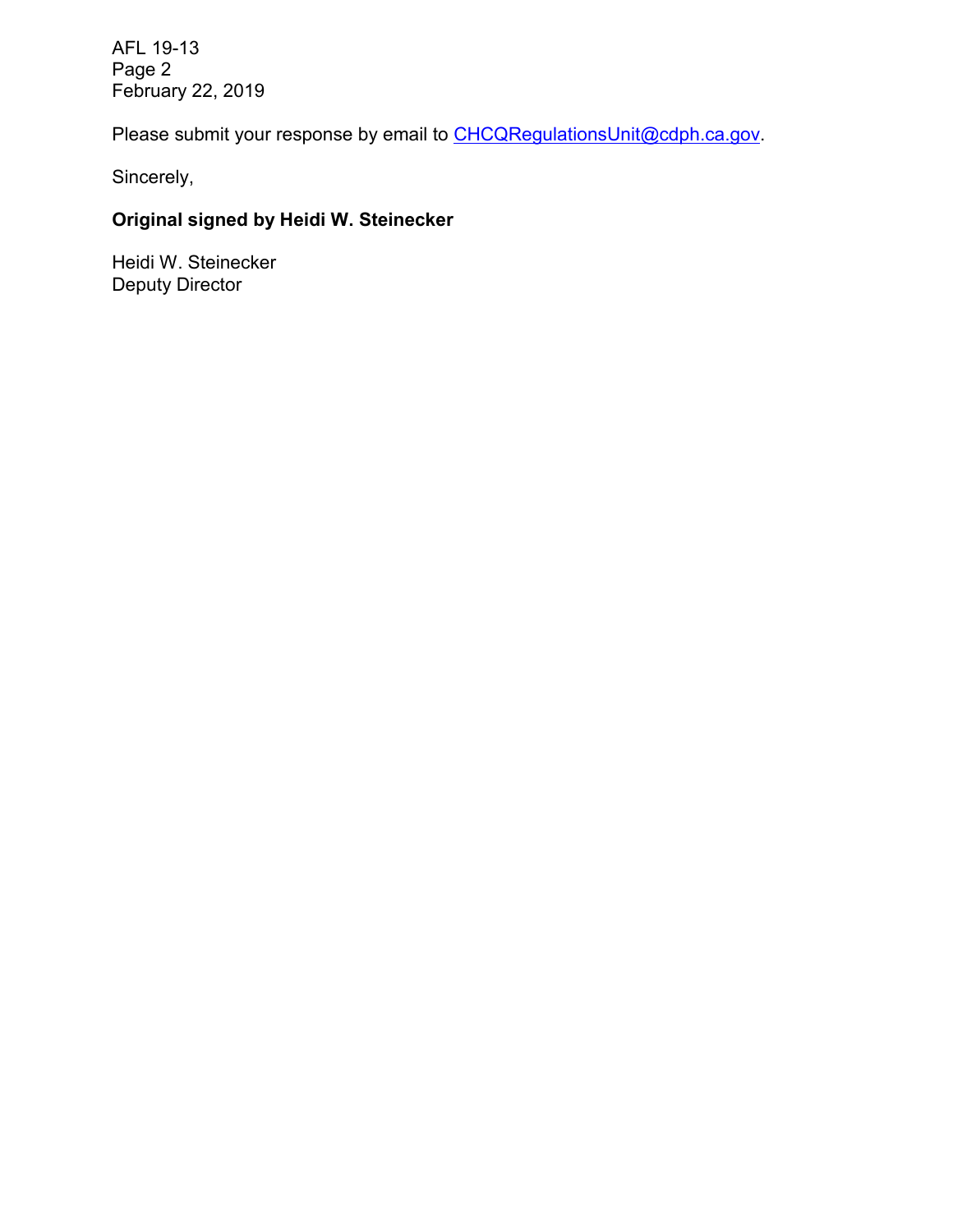Please submit your response by email to CHCQRegulationsUnit@cdph.ca.gov.

Sincerely,

**Original signed by Heidi W. Steinecker**

Heidi W. Steinecker
Deputy Director